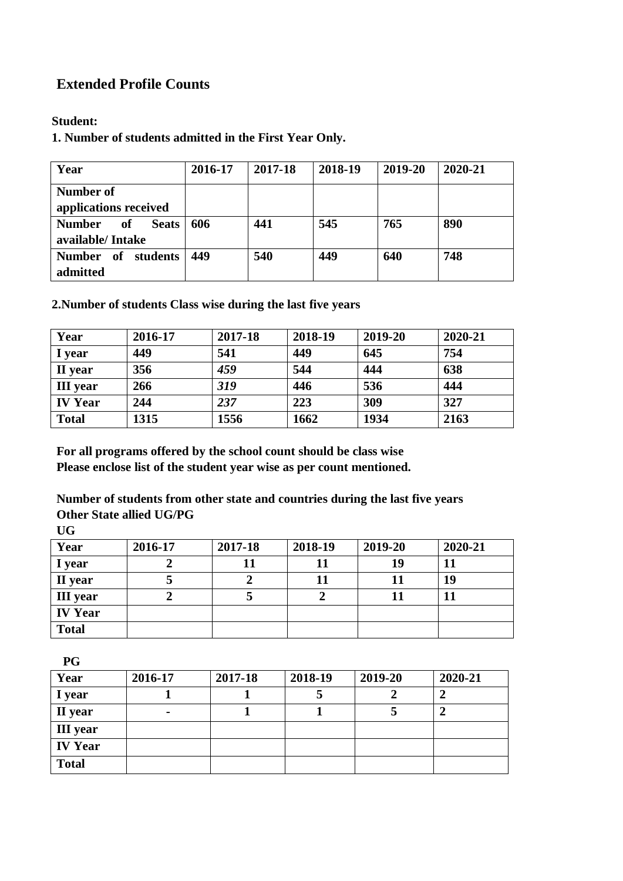## Extended Profile Counts

**Student:**

**1. Number of students admitted in the First Year Only.**

| Year | 2016-17 | 2017-18 | 2018-19 | 2019-20 | 2020-21 |
|---|---|---|---|---|---|
| Number of applications received | | | | | |
| Number of Seats available/ Intake | 606 | 441 | 545 | 765 | 890 |
| Number of students admitted | 449 | 540 | 449 | 640 | 748 |

**2.Number of students Class wise during the last five years**

| Year | 2016-17 | 2017-18 | 2018-19 | 2019-20 | 2020-21 |
|---|---|---|---|---|---|
| I year | 449 | 541 | 449 | 645 | 754 |
| II year | 356 | *459* | 544 | 444 | 638 |
| III year | 266 | *319* | 446 | 536 | 444 |
| IV Year | 244 | *237* | 223 | 309 | 327 |
| Total | 1315 | 1556 | 1662 | 1934 | 2163 |

**For all programs offered by the school count should be class wise**
**Please enclose list of the student year wise as per count mentioned.**

**Number of students from other state and countries during the last five years**
**Other State allied UG/PG**

**UG**

| Year | 2016-17 | 2017-18 | 2018-19 | 2019-20 | 2020-21 |
|---|---|---|---|---|---|
| I year | 2 | 11 | 11 | 19 | 11 |
| II year | 5 | 2 | 11 | 11 | 19 |
| III year | 2 | 5 | 2 | 11 | 11 |
| IV Year | | | | | |
| Total | | | | | |

**PG**

| Year | 2016-17 | 2017-18 | 2018-19 | 2019-20 | 2020-21 |
|---|---|---|---|---|---|
| I year | 1 | 1 | 5 | 2 | 2 |
| II year | - | 1 | 1 | 5 | 2 |
| III year | | | | | |
| IV Year | | | | | |
| Total | | | | | |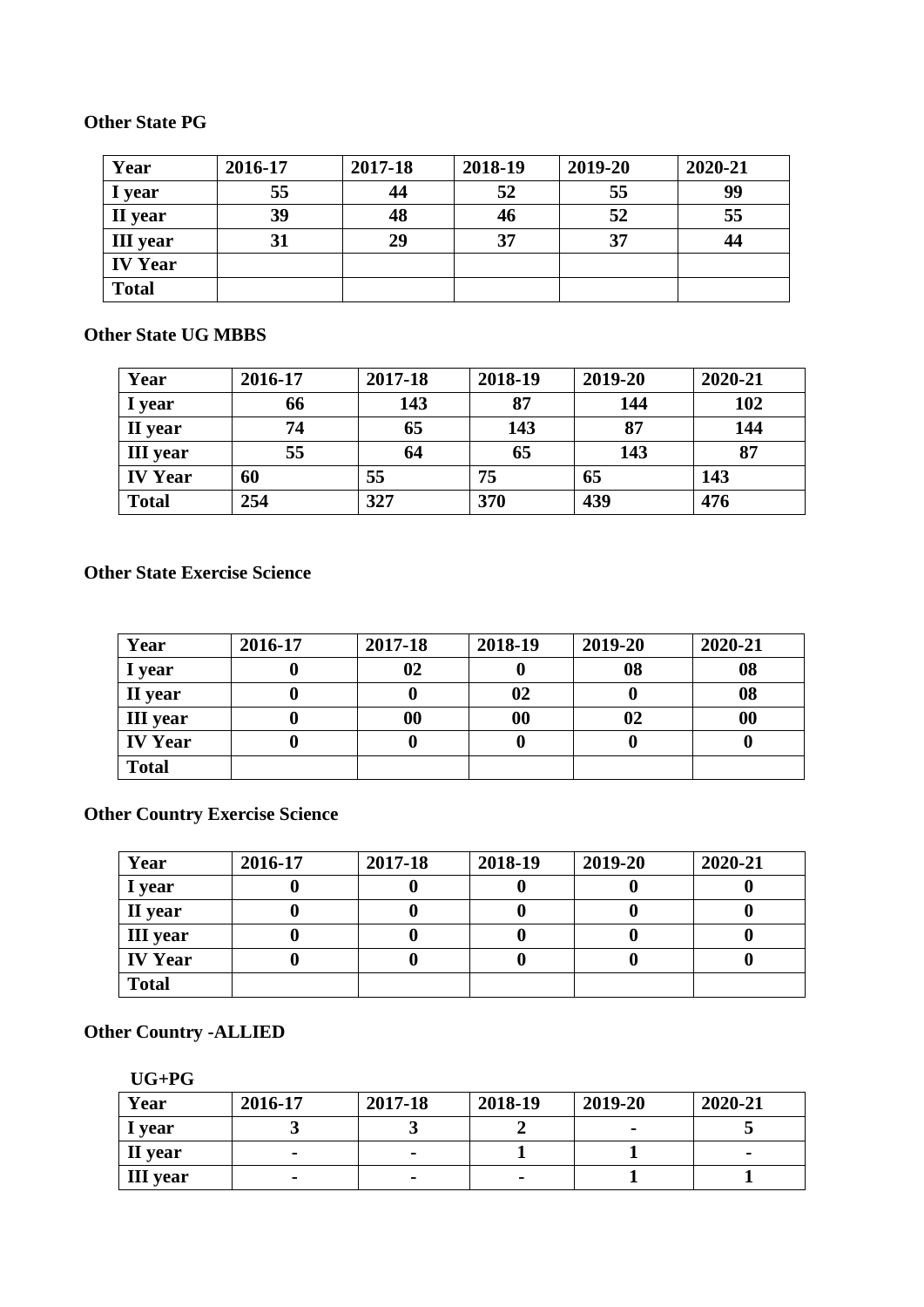**Other State PG**

| Year | 2016-17 | 2017-18 | 2018-19 | 2019-20 | 2020-21 |
|---|---|---|---|---|---|
| I year | 55 | 44 | 52 | 55 | 99 |
| II year | 39 | 48 | 46 | 52 | 55 |
| III year | 31 | 29 | 37 | 37 | 44 |
| IV Year | | | | | |
| Total | | | | | |

**Other State UG MBBS**

| Year | 2016-17 | 2017-18 | 2018-19 | 2019-20 | 2020-21 |
|---|---|---|---|---|---|
| I year | 66 | 143 | 87 | 144 | 102 |
| II year | 74 | 65 | 143 | 87 | 144 |
| III year | 55 | 64 | 65 | 143 | 87 |
| IV Year | 60 | 55 | 75 | 65 | 143 |
| Total | 254 | 327 | 370 | 439 | 476 |

**Other State Exercise Science**

| Year | 2016-17 | 2017-18 | 2018-19 | 2019-20 | 2020-21 |
|---|---|---|---|---|---|
| I year | 0 | 02 | 0 | 08 | 08 |
| II year | 0 | 0 | 02 | 0 | 08 |
| III year | 0 | 00 | 00 | 02 | 00 |
| IV Year | 0 | 0 | 0 | 0 | 0 |
| Total | | | | | |

**Other Country Exercise Science**

| Year | 2016-17 | 2017-18 | 2018-19 | 2019-20 | 2020-21 |
|---|---|---|---|---|---|
| I year | 0 | 0 | 0 | 0 | 0 |
| II year | 0 | 0 | 0 | 0 | 0 |
| III year | 0 | 0 | 0 | 0 | 0 |
| IV Year | 0 | 0 | 0 | 0 | 0 |
| Total | | | | | |

**Other Country -ALLIED**

**UG+PG**

| Year | 2016-17 | 2017-18 | 2018-19 | 2019-20 | 2020-21 |
|---|---|---|---|---|---|
| I year | 3 | 3 | 2 | - | 5 |
| II year | - | - | 1 | 1 | - |
| III year | - | - | - | 1 | 1 |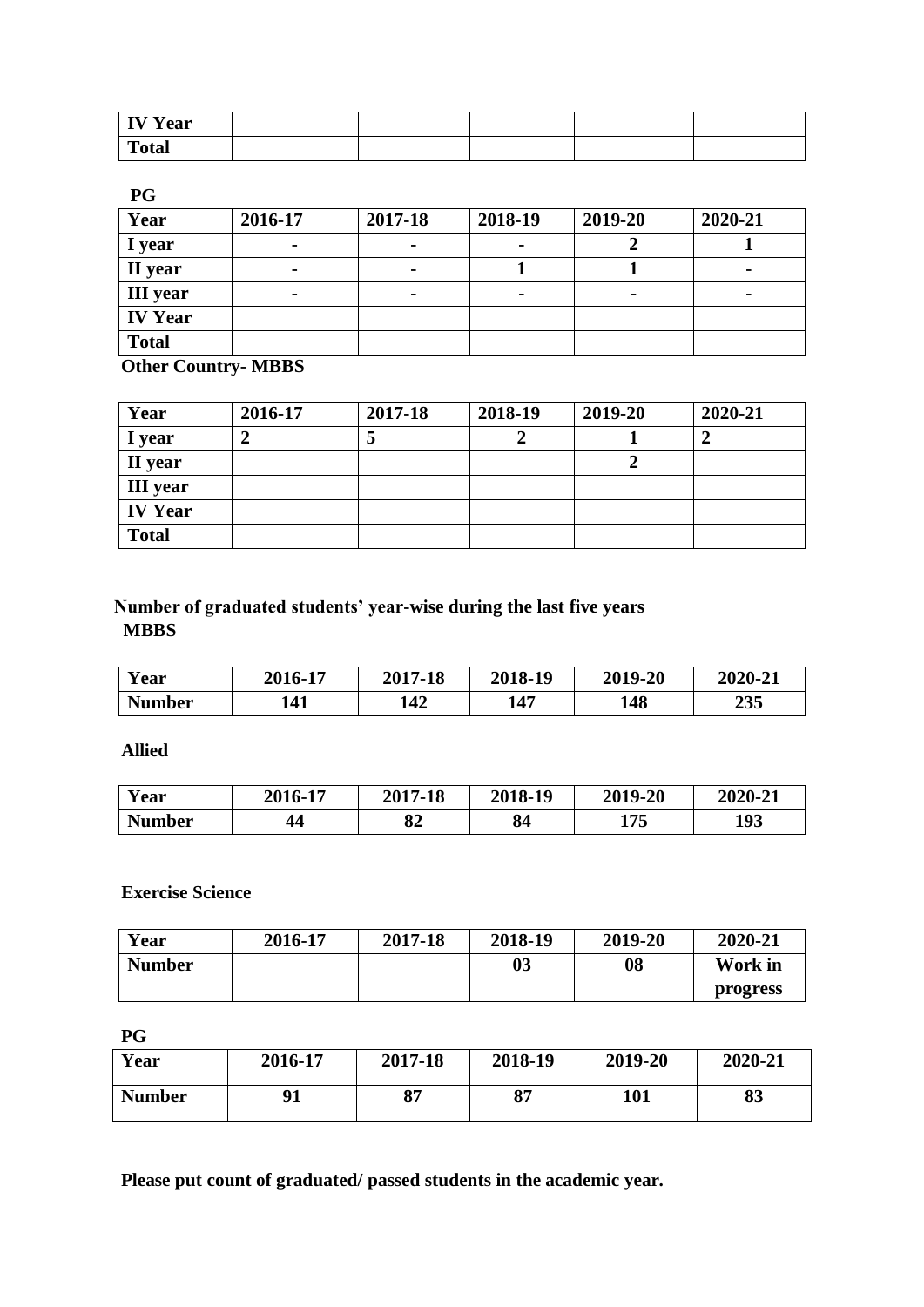| IV Year | | | | | |
|---|---|---|---|---|---|
| Total | | | | | |

**PG**

| Year | 2016-17 | 2017-18 | 2018-19 | 2019-20 | 2020-21 |
|---|---|---|---|---|---|
| I year | - | - | - | 2 | 1 |
| II year | - | - | 1 | 1 | - |
| III year | - | - | - | - | - |
| IV Year | | | | | |
| Total | | | | | |

**Other Country- MBBS**

| Year | 2016-17 | 2017-18 | 2018-19 | 2019-20 | 2020-21 |
|---|---|---|---|---|---|
| I year | 2 | 5 | 2 | 1 | 2 |
| II year | | | | 2 | |
| III year | | | | | |
| IV Year | | | | | |
| Total | | | | | |

**Number of graduated students' year-wise during the last five years**

**MBBS**

| Year | 2016-17 | 2017-18 | 2018-19 | 2019-20 | 2020-21 |
|---|---|---|---|---|---|
| Number | 141 | 142 | 147 | 148 | 235 |

**Allied**

| Year | 2016-17 | 2017-18 | 2018-19 | 2019-20 | 2020-21 |
|---|---|---|---|---|---|
| Number | 44 | 82 | 84 | 175 | 193 |

**Exercise Science**

| Year | 2016-17 | 2017-18 | 2018-19 | 2019-20 | 2020-21 |
|---|---|---|---|---|---|
| Number | | | 03 | 08 | Work in progress |

**PG**

| Year | 2016-17 | 2017-18 | 2018-19 | 2019-20 | 2020-21 |
|---|---|---|---|---|---|
| Number | 91 | 87 | 87 | 101 | 83 |

**Please put count of graduated/ passed students in the academic year.**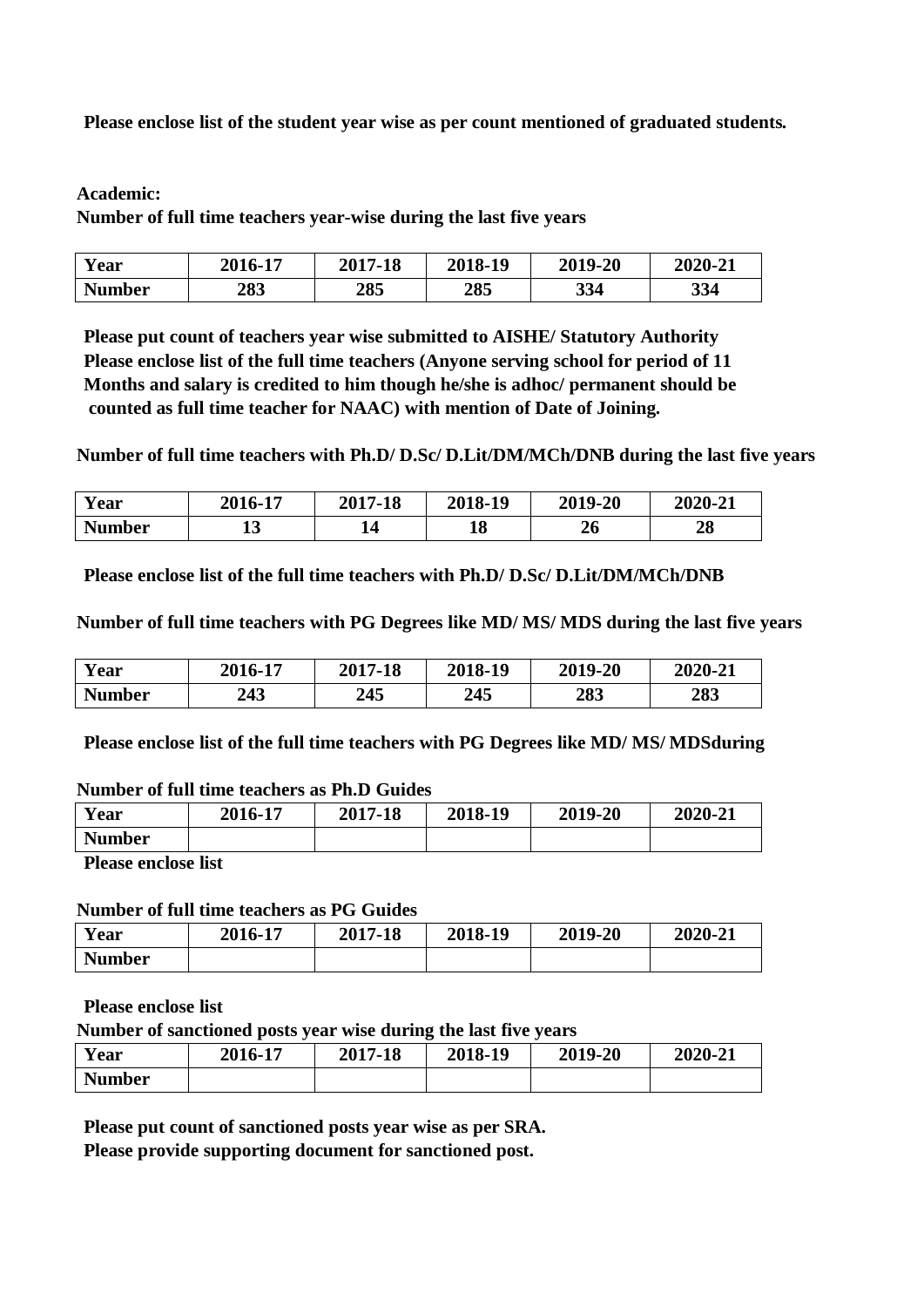**Please enclose list of the student year wise as per count mentioned of graduated students.**

**Academic:**

**Number of full time teachers year-wise during the last five years**

| Year | 2016-17 | 2017-18 | 2018-19 | 2019-20 | 2020-21 |
|---|---|---|---|---|---|
| Number | 283 | 285 | 285 | 334 | 334 |

**Please put count of teachers year wise submitted to AISHE/ Statutory Authority**
**Please enclose list of the full time teachers (Anyone serving school for period of 11 Months and salary is credited to him though he/she is adhoc/ permanent should be counted as full time teacher for NAAC) with mention of Date of Joining.**

**Number of full time teachers with Ph.D/ D.Sc/ D.Lit/DM/MCh/DNB during the last five years**

| Year | 2016-17 | 2017-18 | 2018-19 | 2019-20 | 2020-21 |
|---|---|---|---|---|---|
| Number | 13 | 14 | 18 | 26 | 28 |

**Please enclose list of the full time teachers with Ph.D/ D.Sc/ D.Lit/DM/MCh/DNB**

**Number of full time teachers with PG Degrees like MD/ MS/ MDS during the last five years**

| Year | 2016-17 | 2017-18 | 2018-19 | 2019-20 | 2020-21 |
|---|---|---|---|---|---|
| Number | 243 | 245 | 245 | 283 | 283 |

**Please enclose list of the full time teachers with PG Degrees like MD/ MS/ MDSduring**

**Number of full time teachers as Ph.D Guides**

| Year | 2016-17 | 2017-18 | 2018-19 | 2019-20 | 2020-21 |
|---|---|---|---|---|---|
| Number | | | | | |

**Please enclose list**

**Number of full time teachers as PG Guides**

| Year | 2016-17 | 2017-18 | 2018-19 | 2019-20 | 2020-21 |
|---|---|---|---|---|---|
| Number | | | | | |

**Please enclose list**

**Number of sanctioned posts year wise during the last five years**

| Year | 2016-17 | 2017-18 | 2018-19 | 2019-20 | 2020-21 |
|---|---|---|---|---|---|
| Number | | | | | |

**Please put count of sanctioned posts year wise as per SRA.**
**Please provide supporting document for sanctioned post.**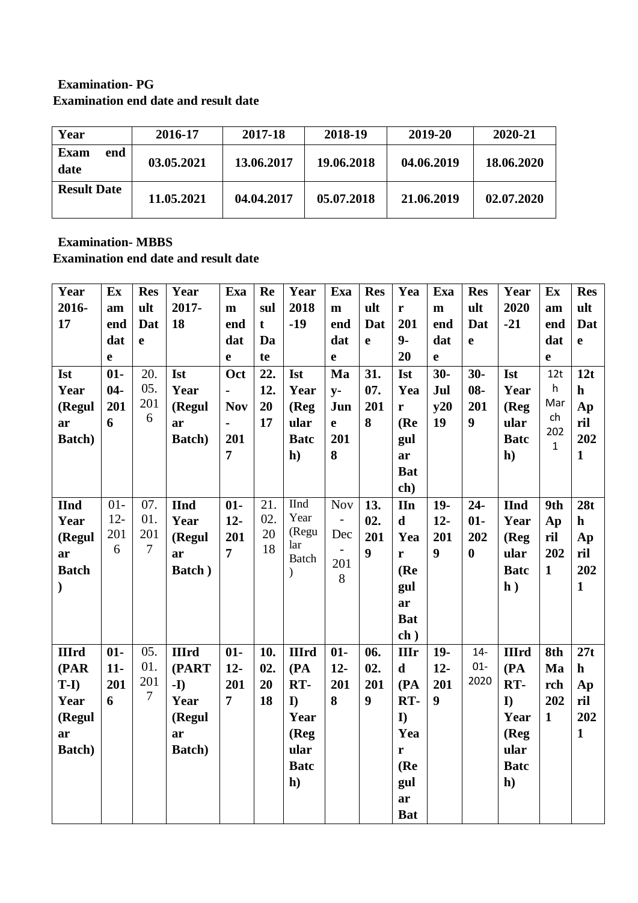**Examination- PG**

**Examination end date and result date**

| Year | 2016-17 | 2017-18 | 2018-19 | 2019-20 | 2020-21 |
|---|---|---|---|---|---|
| Exam end date | 03.05.2021 | 13.06.2017 | 19.06.2018 | 04.06.2019 | 18.06.2020 |
| Result Date | 11.05.2021 | 04.04.2017 | 05.07.2018 | 21.06.2019 | 02.07.2020 |

**Examination- MBBS**

**Examination end date and result date**

| Year 2016-17 | Exam end date | Result Date | Year 2017-18 | Exam end date | Result Date | Year 2018-19 | Exam end date | Result Date | Year 2019-20 | Exam end date | Result Date | Year 2020-21 | Exam end date | Result Date |
|---|---|---|---|---|---|---|---|---|---|---|---|---|---|---|
| Ist Year (Regular Batch) | 01-04-2016 | 20.05.2016 | Ist Year (Regular Batch) | Oct-Nov-2017 | 22.12.2017 | Ist Year (Regular Batch) | May-June 2018 | 31.07.2018 | Ist Year (Regular Batch) | 30-July2019 | 30-08-2019 | Ist Year (Regular Batch) | 12th March 2021 | 12th April 2021 |
| IInd Year (Regular Batch) | 01-12-2016 | 07.01.2017 | IInd Year (Regular Batch ) | 01-12-2017 | 21.02.2018 | IInd Year (Regular Batch) | Nov-Dec-2018 | 13.02.2019 | IInd Year (Regular Batch ) | 19-12-2019 | 24-01-2020 | IInd Year (Regular Batch ) | 9th April 2021 | 28th April 2021 |
| IIIrd (PART-I) Year (Regular Batch) | 01-11-2016 | 05.01.2017 | IIIrd (PART-I) Year (Regular Batch) | 01-12-2017 | 10.02.2018 | IIIrd (PART-I) Year (Regular Batch) | 01-12-2018 | 06.02.2019 | IIIrd (PART-I) Year (Regular Bat | 19-12-2019 | 14-01-2020 | IIIrd (PART-I) Year (Regular Batch) | 8th March 2021 | 27th April 2021 |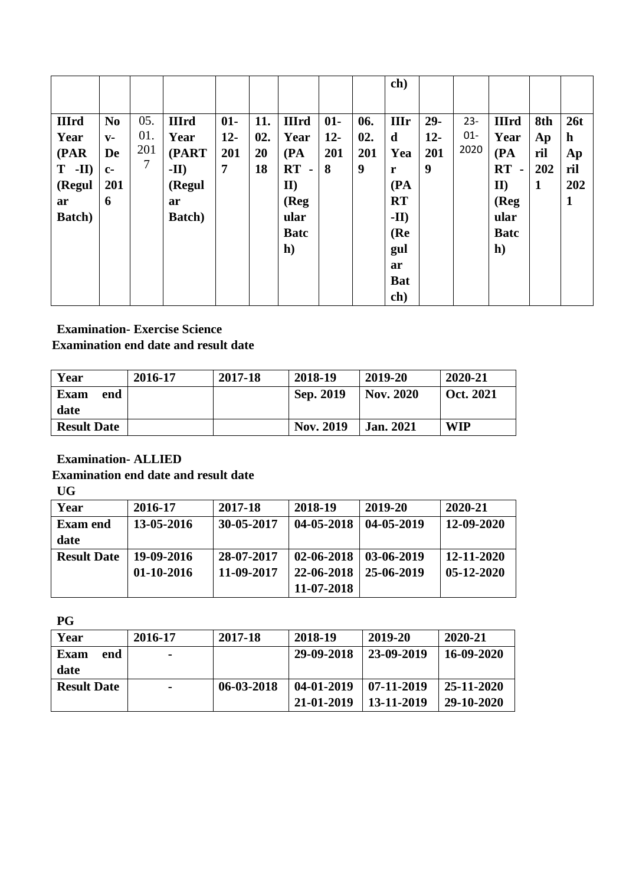| | | | | | | | | | ch) | | | | | |
|---|---|---|---|---|---|---|---|---|---|---|---|---|---|---|
| **IIIrd Year (PART -II) (Regular Batch)** | **Nov-Dec-2016** | 05.01.2017 | **IIIrd Year (PART -II) (Regular Batch)** | **01-12-2017** | **11.02.2018** | **IIIrd Year (PART - II) (Regular Batch)** | **01-12-2018** | **06.02.2019** | **IIIrd Year (PART -II) (Regular Batch)** | **29-12-2019** | 23-01-2020 | **IIIrd Year (PART - II) (Regular Batch)** | **8th April 2021** | **26th April 2021** |

**Examination- Exercise Science**
**Examination end date and result date**

| Year | 2016-17 | 2017-18 | 2018-19 | 2019-20 | 2020-21 |
|---|---|---|---|---|---|
| **Exam end date** | | | **Sep. 2019** | **Nov. 2020** | **Oct. 2021** |
| **Result Date** | | | **Nov. 2019** | **Jan. 2021** | **WIP** |

**Examination- ALLIED**
**Examination end date and result date**
**UG**

| Year | 2016-17 | 2017-18 | 2018-19 | 2019-20 | 2020-21 |
|---|---|---|---|---|---|
| **Exam end date** | **13-05-2016** | **30-05-2017** | **04-05-2018** | **04-05-2019** | **12-09-2020** |
| **Result Date** | **19-09-2016 01-10-2016** | **28-07-2017 11-09-2017** | **02-06-2018 22-06-2018 11-07-2018** | **03-06-2019 25-06-2019** | **12-11-2020 05-12-2020** |

**PG**

| Year | 2016-17 | 2017-18 | 2018-19 | 2019-20 | 2020-21 |
|---|---|---|---|---|---|
| **Exam end date** | **-** | | **29-09-2018** | **23-09-2019** | **16-09-2020** |
| **Result Date** | **-** | **06-03-2018** | **04-01-2019 21-01-2019** | **07-11-2019 13-11-2019** | **25-11-2020 29-10-2020** |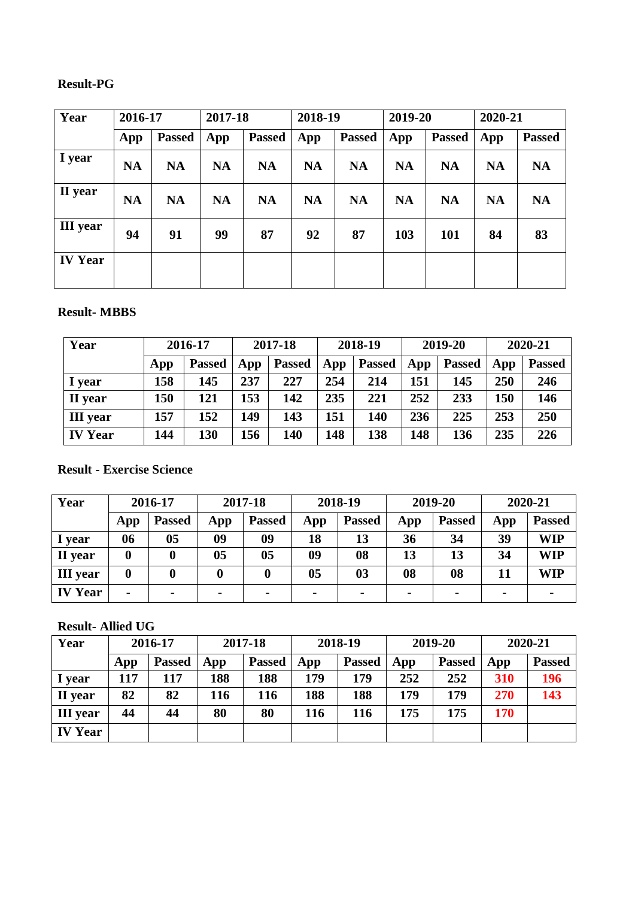**Result-PG**

| Year | 2016-17 | | 2017-18 | | 2018-19 | | 2019-20 | | 2020-21 | |
|---|---|---|---|---|---|---|---|---|---|---|
| | App | Passed | App | Passed | App | Passed | App | Passed | App | Passed |
| I year | NA | NA | NA | NA | NA | NA | NA | NA | NA | NA |
| II year | NA | NA | NA | NA | NA | NA | NA | NA | NA | NA |
| III year | 94 | 91 | 99 | 87 | 92 | 87 | 103 | 101 | 84 | 83 |
| IV Year | | | | | | | | | | |

**Result- MBBS**

| Year | 2016-17 | | 2017-18 | | 2018-19 | | 2019-20 | | 2020-21 | |
|---|---|---|---|---|---|---|---|---|---|---|
| | App | Passed | App | Passed | App | Passed | App | Passed | App | Passed |
| I year | 158 | 145 | 237 | 227 | 254 | 214 | 151 | 145 | 250 | 246 |
| II year | 150 | 121 | 153 | 142 | 235 | 221 | 252 | 233 | 150 | 146 |
| III year | 157 | 152 | 149 | 143 | 151 | 140 | 236 | 225 | 253 | 250 |
| IV Year | 144 | 130 | 156 | 140 | 148 | 138 | 148 | 136 | 235 | 226 |

**Result - Exercise Science**

| Year | 2016-17 | | 2017-18 | | 2018-19 | | 2019-20 | | 2020-21 | |
|---|---|---|---|---|---|---|---|---|---|---|
| | App | Passed | App | Passed | App | Passed | App | Passed | App | Passed |
| I year | 06 | 05 | 09 | 09 | 18 | 13 | 36 | 34 | 39 | WIP |
| II year | 0 | 0 | 05 | 05 | 09 | 08 | 13 | 13 | 34 | WIP |
| III year | 0 | 0 | 0 | 0 | 05 | 03 | 08 | 08 | 11 | WIP |
| IV Year | - | - | - | - | - | - | - | - | - | - |

**Result- Allied UG**

| Year | 2016-17 | | 2017-18 | | 2018-19 | | 2019-20 | | 2020-21 | |
|---|---|---|---|---|---|---|---|---|---|---|
| | App | Passed | App | Passed | App | Passed | App | Passed | App | Passed |
| I year | 117 | 117 | 188 | 188 | 179 | 179 | 252 | 252 | 310 | 196 |
| II year | 82 | 82 | 116 | 116 | 188 | 188 | 179 | 179 | 270 | 143 |
| III year | 44 | 44 | 80 | 80 | 116 | 116 | 175 | 175 | 170 | |
| IV Year | | | | | | | | | | |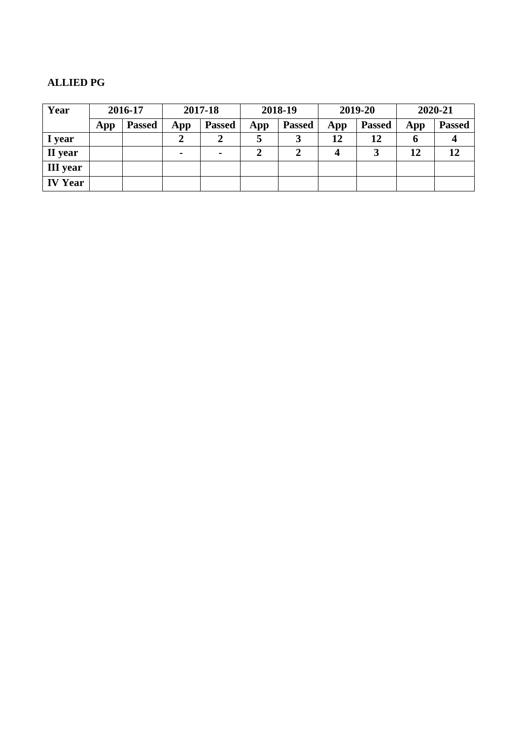**ALLIED PG**

| Year | 2016-17 | | 2017-18 | | 2018-19 | | 2019-20 | | 2020-21 | |
|---|---|---|---|---|---|---|---|---|---|---|
| | App | Passed | App | Passed | App | Passed | App | Passed | App | Passed |
| I year | | | 2 | 2 | 5 | 3 | 12 | 12 | 6 | 4 |
| II year | | | - | - | 2 | 2 | 4 | 3 | 12 | 12 |
| III year | | | | | | | | | | |
| IV Year | | | | | | | | | | |